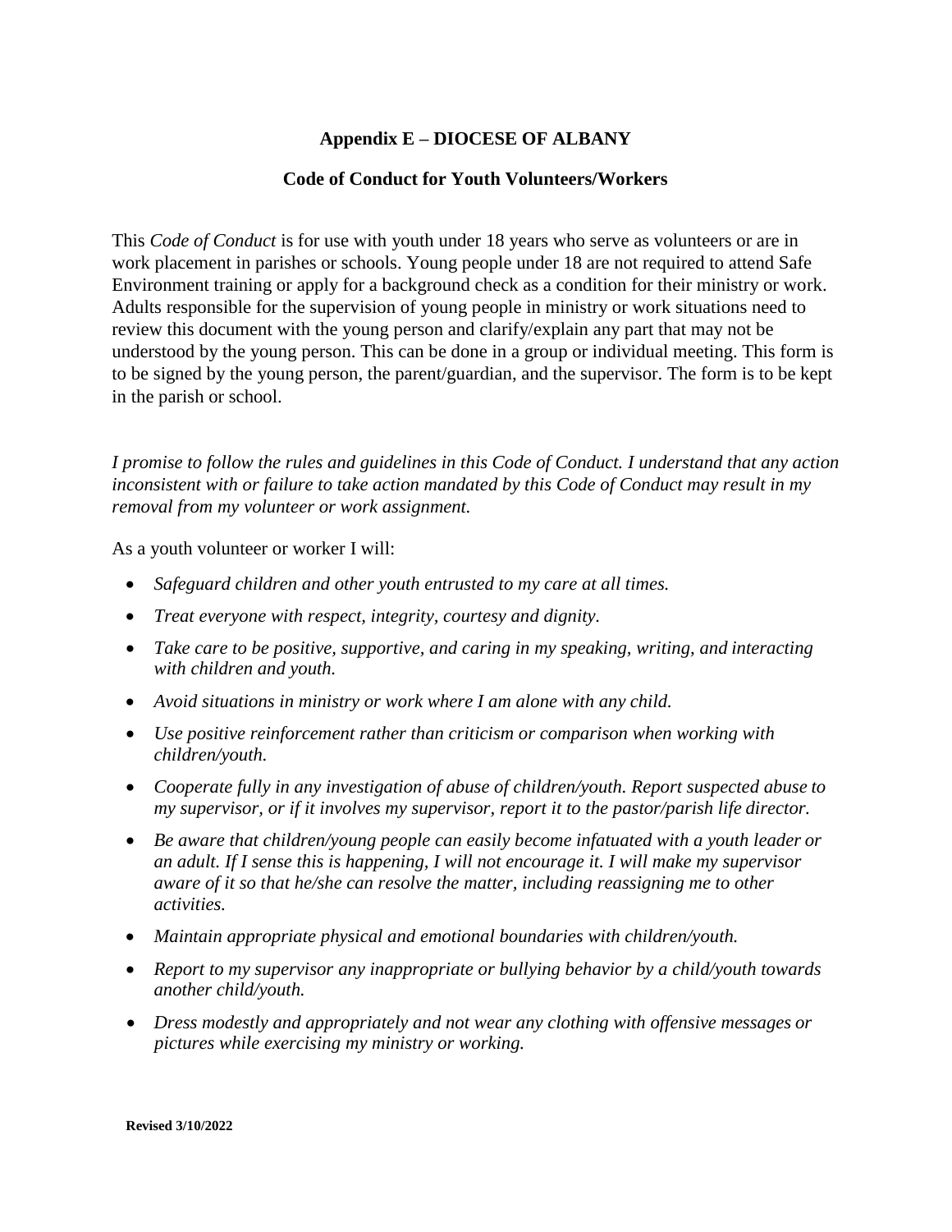**Appendix E – DIOCESE OF ALBANY**

**Code of Conduct for Youth Volunteers/Workers**

This *Code of Conduct* is for use with youth under 18 years who serve as volunteers or are in work placement in parishes or schools. Young people under 18 are not required to attend Safe Environment training or apply for a background check as a condition for their ministry or work. Adults responsible for the supervision of young people in ministry or work situations need to review this document with the young person and clarify/explain any part that may not be understood by the young person. This can be done in a group or individual meeting. This form is to be signed by the young person, the parent/guardian, and the supervisor. The form is to be kept in the parish or school.

*I promise to follow the rules and guidelines in this Code of Conduct. I understand that any action inconsistent with or failure to take action mandated by this Code of Conduct may result in my removal from my volunteer or work assignment.*

As a youth volunteer or worker I will:

- *Safeguard children and other youth entrusted to my care at all times.*
- *Treat everyone with respect, integrity, courtesy and dignity.*
- *Take care to be positive, supportive, and caring in my speaking, writing, and interacting with children and youth.*
- *Avoid situations in ministry or work where I am alone with any child.*
- *Use positive reinforcement rather than criticism or comparison when working with children/youth.*
- *Cooperate fully in any investigation of abuse of children/youth. Report suspected abuse to my supervisor, or if it involves my supervisor, report it to the pastor/parish life director.*
- *Be aware that children/young people can easily become infatuated with a youth leader or an adult. If I sense this is happening, I will not encourage it. I will make my supervisor aware of it so that he/she can resolve the matter, including reassigning me to other activities.*
- *Maintain appropriate physical and emotional boundaries with children/youth.*
- *Report to my supervisor any inappropriate or bullying behavior by a child/youth towards another child/youth.*
- *Dress modestly and appropriately and not wear any clothing with offensive messages or pictures while exercising my ministry or working.*

**Revised 3/10/2022**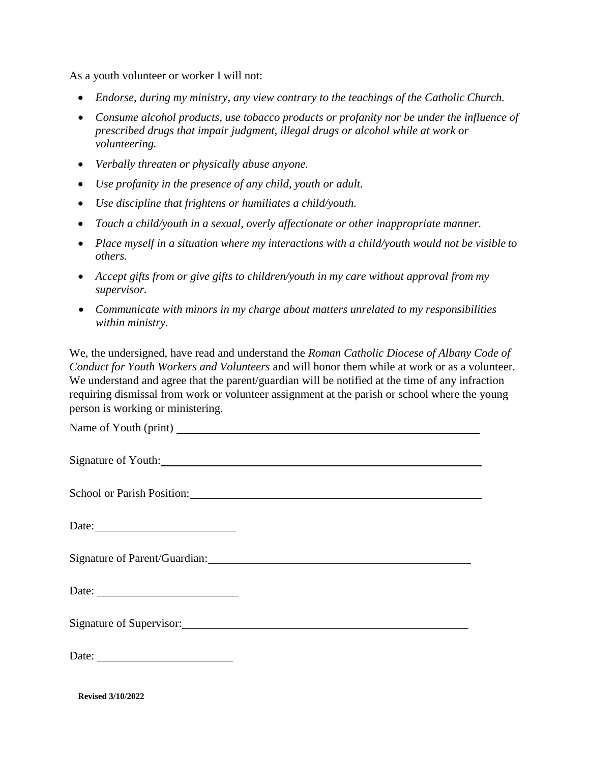As a youth volunteer or worker I will not:

- *Endorse, during my ministry, any view contrary to the teachings of the Catholic Church.*
- *Consume alcohol products, use tobacco products or profanity nor be under the influence of prescribed drugs that impair judgment, illegal drugs or alcohol while at work or volunteering.*
- *Verbally threaten or physically abuse anyone.*
- *Use profanity in the presence of any child, youth or adult.*
- *Use discipline that frightens or humiliates a child/youth.*
- *Touch a child/youth in a sexual, overly affectionate or other inappropriate manner.*
- *Place myself in a situation where my interactions with a child/youth would not be visible to others.*
- *Accept gifts from or give gifts to children/youth in my care without approval from my supervisor.*
- *Communicate with minors in my charge about matters unrelated to my responsibilities within ministry.*

We, the undersigned, have read and understand the *Roman Catholic Diocese of Albany Code of Conduct for Youth Workers and Volunteers* and will honor them while at work or as a volunteer. We understand and agree that the parent/guardian will be notified at the time of any infraction requiring dismissal from work or volunteer assignment at the parish or school where the young person is working or ministering.

Name of Youth (print) ____________________________________________

Signature of Youth: ____________________________________________

School or Parish Position: ____________________________________________

Date: ______________________

Signature of Parent/Guardian: ____________________________________________

Date: ______________________

Signature of Supervisor: ____________________________________________

Date: ______________________

**Revised 3/10/2022**